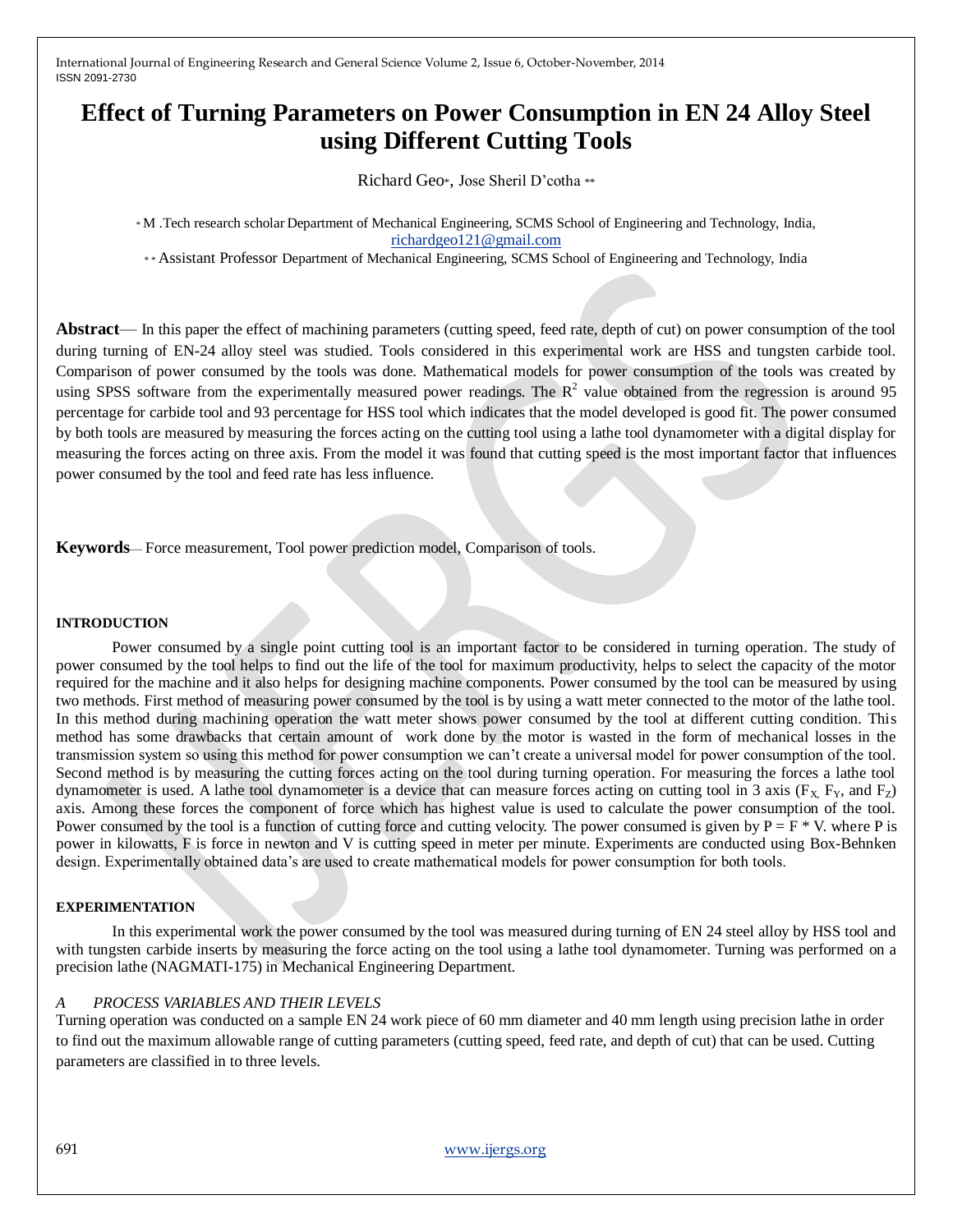# Effect of Turning Parameters on Power Consumption in EN 24 Alloy Steel using Different Cutting Tools

Richard Geo*, Jose Sheril D'cotha **

* M .Tech research scholar Department of Mechanical Engineering, SCMS School of Engineering and Technology, India, richardgeo121@gmail.com

** Assistant Professor Department of Mechanical Engineering, SCMS School of Engineering and Technology, India

**Abstract**— In this paper the effect of machining parameters (cutting speed, feed rate, depth of cut) on power consumption of the tool during turning of EN-24 alloy steel was studied. Tools considered in this experimental work are HSS and tungsten carbide tool. Comparison of power consumed by the tools was done. Mathematical models for power consumption of the tools was created by using SPSS software from the experimentally measured power readings. The $R^2$ value obtained from the regression is around 95 percentage for carbide tool and 93 percentage for HSS tool which indicates that the model developed is good fit. The power consumed by both tools are measured by measuring the forces acting on the cutting tool using a lathe tool dynamometer with a digital display for measuring the forces acting on three axis. From the model it was found that cutting speed is the most important factor that influences power consumed by the tool and feed rate has less influence.

**Keywords**— Force measurement, Tool power prediction model, Comparison of tools.

## INTRODUCTION

Power consumed by a single point cutting tool is an important factor to be considered in turning operation. The study of power consumed by the tool helps to find out the life of the tool for maximum productivity, helps to select the capacity of the motor required for the machine and it also helps for designing machine components. Power consumed by the tool can be measured by using two methods. First method of measuring power consumed by the tool is by using a watt meter connected to the motor of the lathe tool. In this method during machining operation the watt meter shows power consumed by the tool at different cutting condition. This method has some drawbacks that certain amount of work done by the motor is wasted in the form of mechanical losses in the transmission system so using this method for power consumption we can't create a universal model for power consumption of the tool. Second method is by measuring the cutting forces acting on the tool during turning operation. For measuring the forces a lathe tool dynamometer is used. A lathe tool dynamometer is a device that can measure forces acting on cutting tool in 3 axis ($F_X$, $F_Y$, and $F_Z$) axis. Among these forces the component of force which has highest value is used to calculate the power consumption of the tool. Power consumed by the tool is a function of cutting force and cutting velocity. The power consumed is given by $P = F * V$. where P is power in kilowatts, F is force in newton and V is cutting speed in meter per minute. Experiments are conducted using Box-Behnken design. Experimentally obtained data's are used to create mathematical models for power consumption for both tools.

## EXPERIMENTATION

In this experimental work the power consumed by the tool was measured during turning of EN 24 steel alloy by HSS tool and with tungsten carbide inserts by measuring the force acting on the tool using a lathe tool dynamometer. Turning was performed on a precision lathe (NAGMATI-175) in Mechanical Engineering Department.

### *A PROCESS VARIABLES AND THEIR LEVELS*

Turning operation was conducted on a sample EN 24 work piece of 60 mm diameter and 40 mm length using precision lathe in order to find out the maximum allowable range of cutting parameters (cutting speed, feed rate, and depth of cut) that can be used. Cutting parameters are classified in to three levels.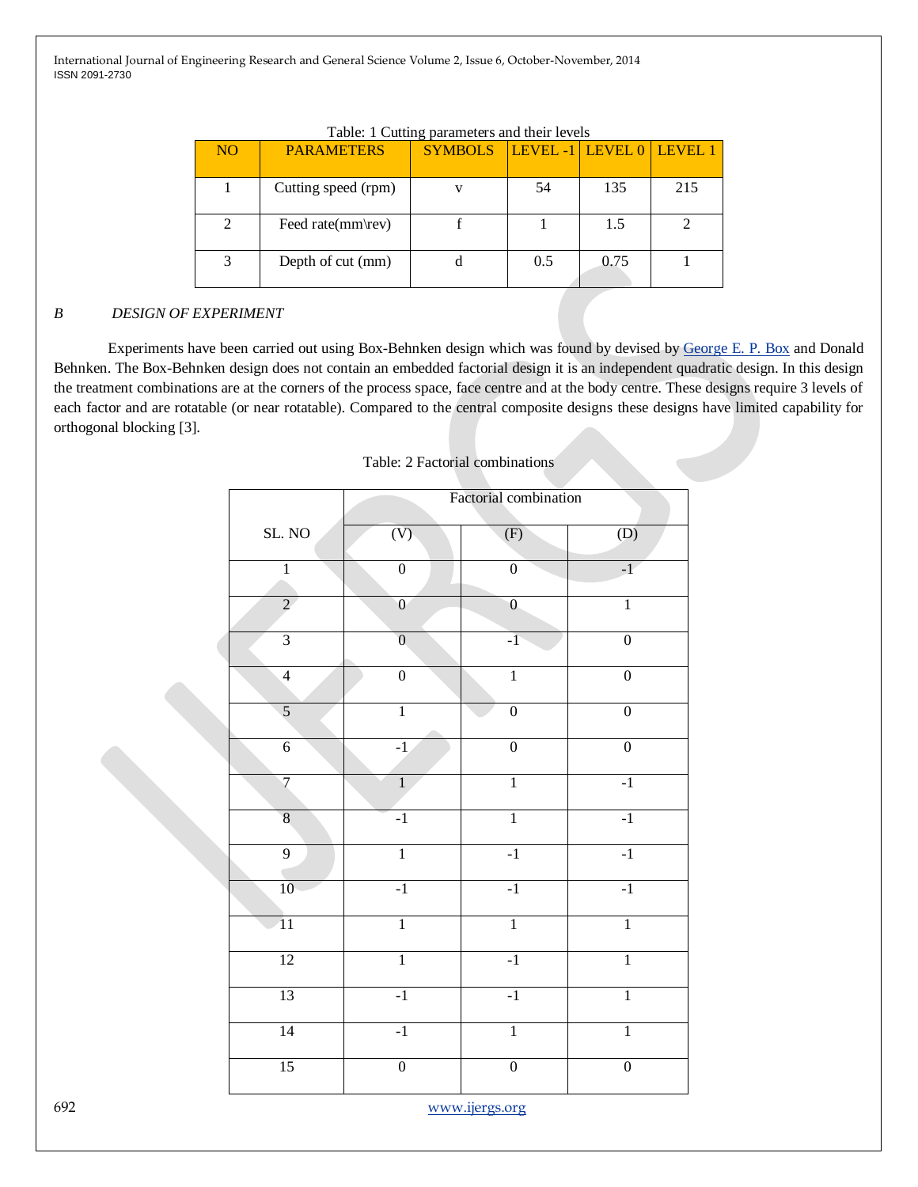Table: 1 Cutting parameters and their levels

| NO | PARAMETERS | SYMBOLS | LEVEL -1 | LEVEL 0 | LEVEL 1 |
|---|---|---|---|---|---|
| 1 | Cutting speed (rpm) | v | 54 | 135 | 215 |
| 2 | Feed rate(mm\rev) | f | 1 | 1.5 | 2 |
| 3 | Depth of cut (mm) | d | 0.5 | 0.75 | 1 |

*B DESIGN OF EXPERIMENT*

Experiments have been carried out using Box-Behnken design which was found by devised by George E. P. Box and Donald Behnken. The Box-Behnken design does not contain an embedded factorial design it is an independent quadratic design. In this design the treatment combinations are at the corners of the process space, face centre and at the body centre. These designs require 3 levels of each factor and are rotatable (or near rotatable). Compared to the central composite designs these designs have limited capability for orthogonal blocking [3].

Table: 2 Factorial combinations

| SL. NO | Factorial combination | | |
|---|---|---|---|
| | (V) | (F) | (D) |
| 1 | 0 | 0 | -1 |
| 2 | 0 | 0 | 1 |
| 3 | 0 | -1 | 0 |
| 4 | 0 | 1 | 0 |
| 5 | 1 | 0 | 0 |
| 6 | -1 | 0 | 0 |
| 7 | 1 | 1 | -1 |
| 8 | -1 | 1 | -1 |
| 9 | 1 | -1 | -1 |
| 10 | -1 | -1 | -1 |
| 11 | 1 | 1 | 1 |
| 12 | 1 | -1 | 1 |
| 13 | -1 | -1 | 1 |
| 14 | -1 | 1 | 1 |
| 15 | 0 | 0 | 0 |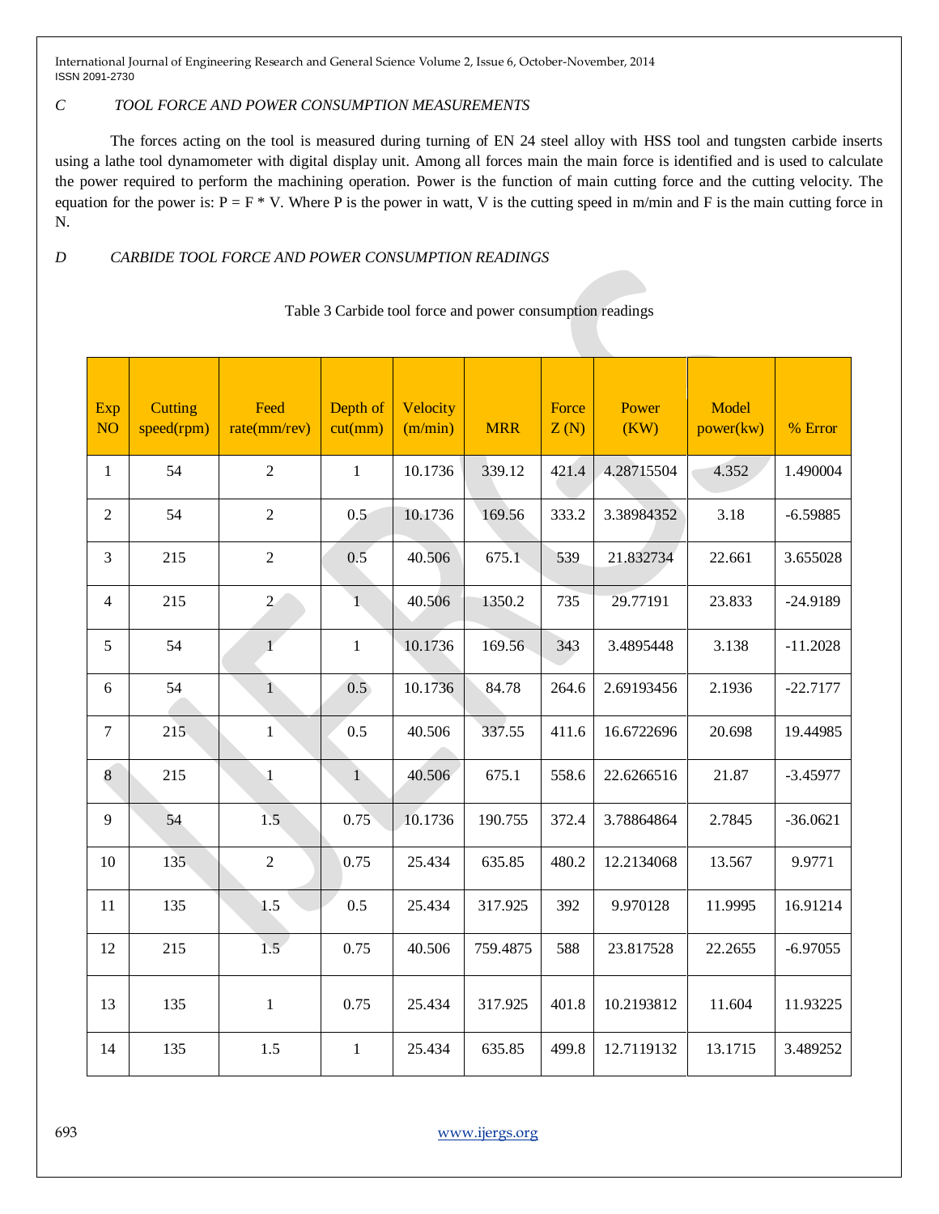### C TOOL FORCE AND POWER CONSUMPTION MEASUREMENTS

The forces acting on the tool is measured during turning of EN 24 steel alloy with HSS tool and tungsten carbide inserts using a lathe tool dynamometer with digital display unit. Among all forces main the main force is identified and is used to calculate the power required to perform the machining operation. Power is the function of main cutting force and the cutting velocity. The equation for the power is: $P = F * V$. Where P is the power in watt, V is the cutting speed in m/min and F is the main cutting force in N.

### D CARBIDE TOOL FORCE AND POWER CONSUMPTION READINGS

Table 3 Carbide tool force and power consumption readings

| Exp NO | Cutting speed(rpm) | Feed rate(mm/rev) | Depth of cut(mm) | Velocity (m/min) | MRR | Force Z (N) | Power (KW) | Model power(kw) | % Error |
|---|---|---|---|---|---|---|---|---|---|
| 1 | 54 | 2 | 1 | 10.1736 | 339.12 | 421.4 | 4.28715504 | 4.352 | 1.490004 |
| 2 | 54 | 2 | 0.5 | 10.1736 | 169.56 | 333.2 | 3.38984352 | 3.18 | -6.59885 |
| 3 | 215 | 2 | 0.5 | 40.506 | 675.1 | 539 | 21.832734 | 22.661 | 3.655028 |
| 4 | 215 | 2 | 1 | 40.506 | 1350.2 | 735 | 29.77191 | 23.833 | -24.9189 |
| 5 | 54 | 1 | 1 | 10.1736 | 169.56 | 343 | 3.4895448 | 3.138 | -11.2028 |
| 6 | 54 | 1 | 0.5 | 10.1736 | 84.78 | 264.6 | 2.69193456 | 2.1936 | -22.7177 |
| 7 | 215 | 1 | 0.5 | 40.506 | 337.55 | 411.6 | 16.6722696 | 20.698 | 19.44985 |
| 8 | 215 | 1 | 1 | 40.506 | 675.1 | 558.6 | 22.6266516 | 21.87 | -3.45977 |
| 9 | 54 | 1.5 | 0.75 | 10.1736 | 190.755 | 372.4 | 3.78864864 | 2.7845 | -36.0621 |
| 10 | 135 | 2 | 0.75 | 25.434 | 635.85 | 480.2 | 12.2134068 | 13.567 | 9.9771 |
| 11 | 135 | 1.5 | 0.5 | 25.434 | 317.925 | 392 | 9.970128 | 11.9995 | 16.91214 |
| 12 | 215 | 1.5 | 0.75 | 40.506 | 759.4875 | 588 | 23.817528 | 22.2655 | -6.97055 |
| 13 | 135 | 1 | 0.75 | 25.434 | 317.925 | 401.8 | 10.2193812 | 11.604 | 11.93225 |
| 14 | 135 | 1.5 | 1 | 25.434 | 635.85 | 499.8 | 12.7119132 | 13.1715 | 3.489252 |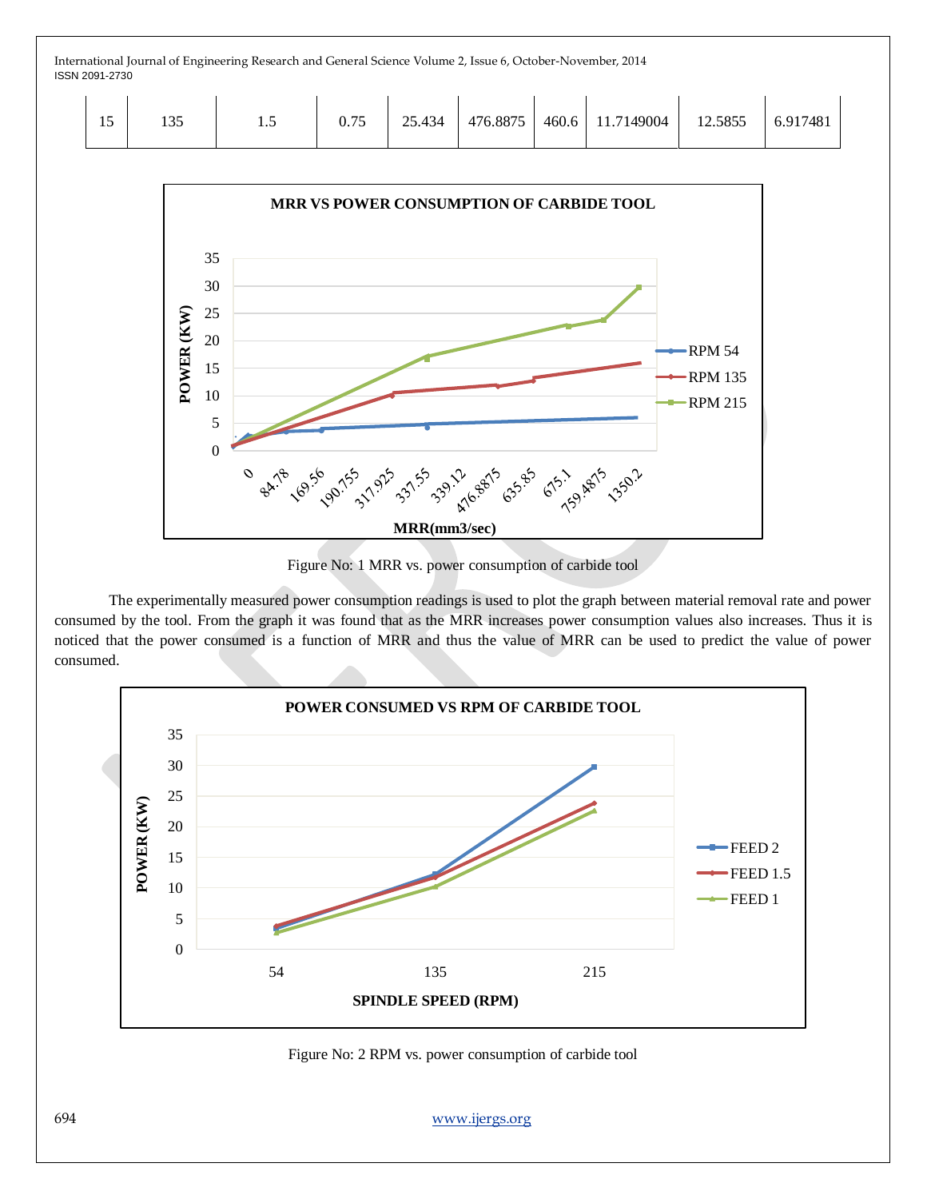| 15 | 135 | 1.5 | 0.75 | 25.434 | 476.8875 | 460.6 | 11.7149004 | 12.5855 | 6.917481 |
|---|---|---|---|---|---|---|---|---|---|

Figure No: 1 MRR vs. power consumption of carbide tool

The experimentally measured power consumption readings is used to plot the graph between material removal rate and power consumed by the tool. From the graph it was found that as the MRR increases power consumption values also increases. Thus it is noticed that the power consumed is a function of MRR and thus the value of MRR can be used to predict the value of power consumed.

Figure No: 2 RPM vs. power consumption of carbide tool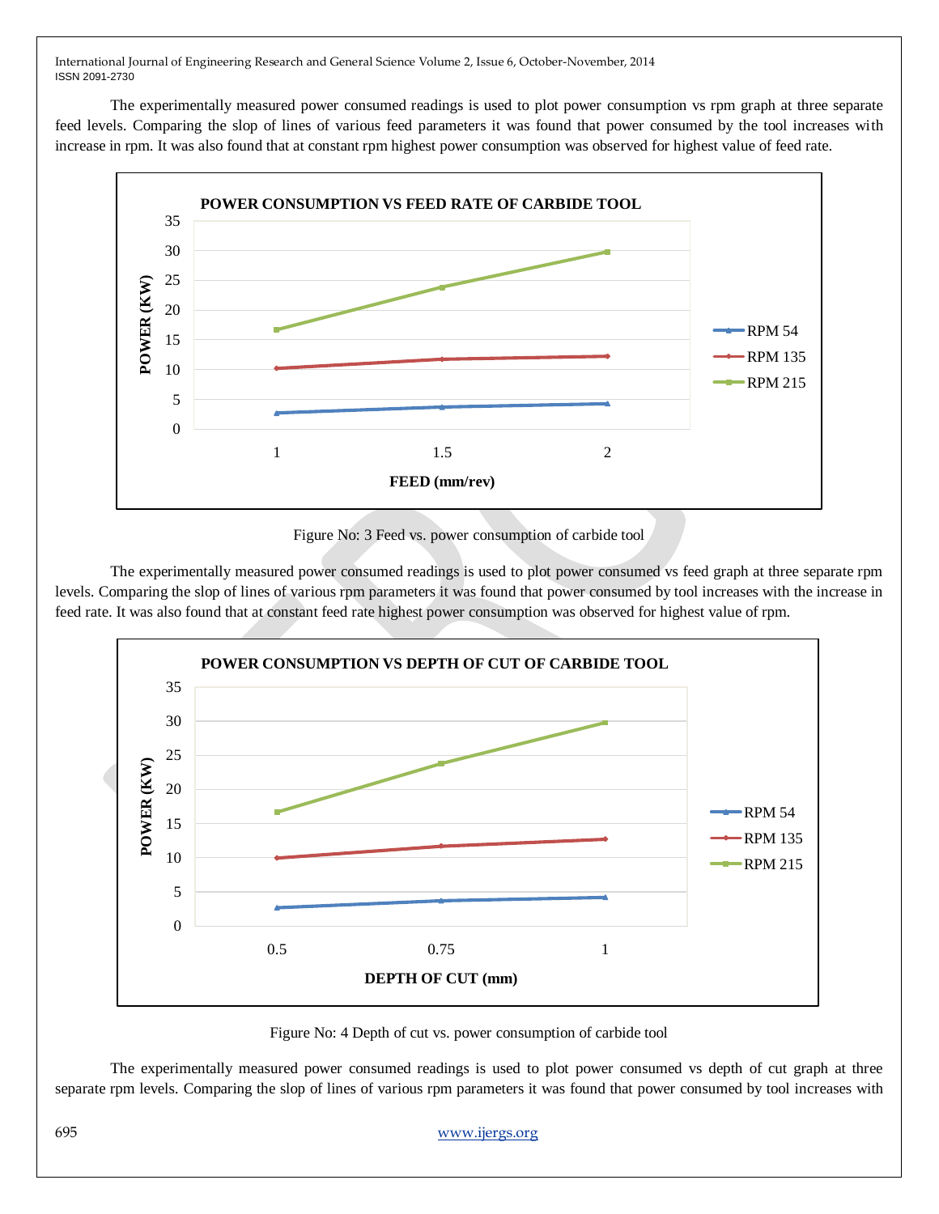The experimentally measured power consumed readings is used to plot power consumption vs rpm graph at three separate feed levels. Comparing the slop of lines of various feed parameters it was found that power consumed by the tool increases with increase in rpm. It was also found that at constant rpm highest power consumption was observed for highest value of feed rate.

Figure No: 3 Feed vs. power consumption of carbide tool

The experimentally measured power consumed readings is used to plot power consumed vs feed graph at three separate rpm levels. Comparing the slop of lines of various rpm parameters it was found that power consumed by tool increases with the increase in feed rate. It was also found that at constant feed rate highest power consumption was observed for highest value of rpm.

Figure No: 4 Depth of cut vs. power consumption of carbide tool

The experimentally measured power consumed readings is used to plot power consumed vs depth of cut graph at three separate rpm levels. Comparing the slop of lines of various rpm parameters it was found that power consumed by tool increases with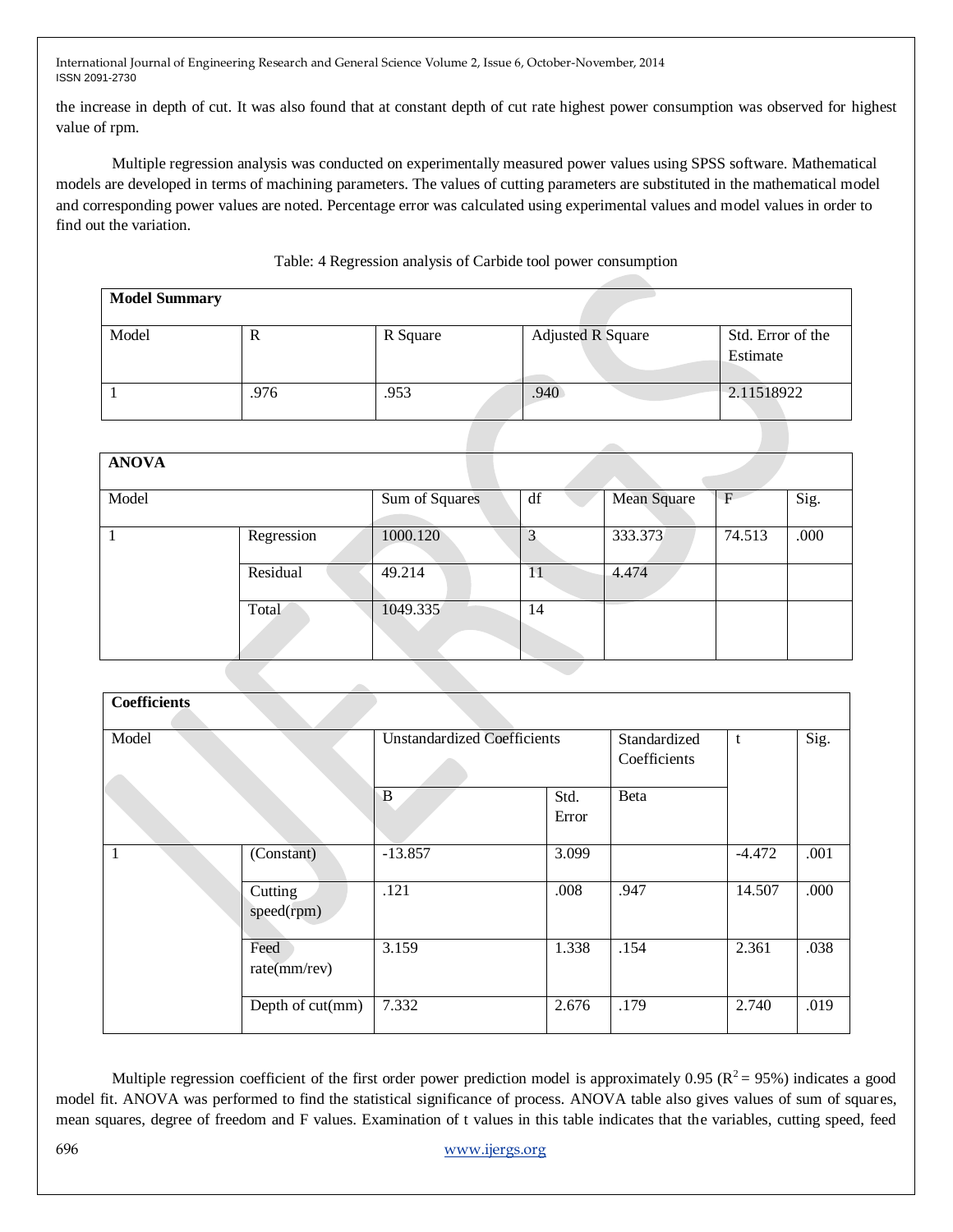the increase in depth of cut. It was also found that at constant depth of cut rate highest power consumption was observed for highest value of rpm.

Multiple regression analysis was conducted on experimentally measured power values using SPSS software. Mathematical models are developed in terms of machining parameters. The values of cutting parameters are substituted in the mathematical model and corresponding power values are noted. Percentage error was calculated using experimental values and model values in order to find out the variation.

Table: 4 Regression analysis of Carbide tool power consumption

| **Model Summary** | | | | |
|---|---|---|---|---|
| Model | R | R Square | Adjusted R Square | Std. Error of the Estimate |
| 1 | .976 | .953 | .940 | 2.11518922 |

| **ANOVA** | | | | | | |
|---|---|---|---|---|---|---|
| Model | | Sum of Squares | df | Mean Square | F | Sig. |
| 1 | Regression | 1000.120 | 3 | 333.373 | 74.513 | .000 |
| | Residual | 49.214 | 11 | 4.474 | | |
| | Total | 1049.335 | 14 | | | |

| **Coefficients** | | | | | | |
|---|---|---|---|---|---|---|
| Model | | Unstandardized Coefficients | | Standardized Coefficients | t | Sig. |
| | | B | Std. Error | Beta | | |
| 1 | (Constant) | -13.857 | 3.099 | | -4.472 | .001 |
| | Cutting speed(rpm) | .121 | .008 | .947 | 14.507 | .000 |
| | Feed rate(mm/rev) | 3.159 | 1.338 | .154 | 2.361 | .038 |
| | Depth of cut(mm) | 7.332 | 2.676 | .179 | 2.740 | .019 |

Multiple regression coefficient of the first order power prediction model is approximately 0.95 ($R^2 = 95\%$) indicates a good model fit. ANOVA was performed to find the statistical significance of process. ANOVA table also gives values of sum of squares, mean squares, degree of freedom and F values. Examination of t values in this table indicates that the variables, cutting speed, feed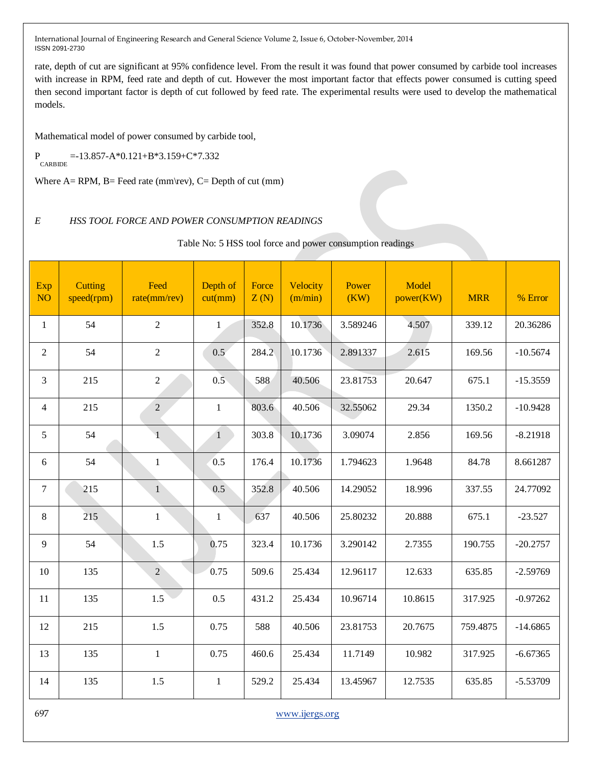rate, depth of cut are significant at 95% confidence level. From the result it was found that power consumed by carbide tool increases with increase in RPM, feed rate and depth of cut. However the most important factor that effects power consumed is cutting speed then second important factor is depth of cut followed by feed rate. The experimental results were used to develop the mathematical models.

Mathematical model of power consumed by carbide tool,

$$P_{CARBIDE} = -13.857 - A*0.121 + B*3.159 + C*7.332$$

Where A= RPM, B= Feed rate (mm\rev), C= Depth of cut (mm)

### *E HSS TOOL FORCE AND POWER CONSUMPTION READINGS*

Table No: 5 HSS tool force and power consumption readings

| Exp NO | Cutting speed(rpm) | Feed rate(mm/rev) | Depth of cut(mm) | Force Z (N) | Velocity (m/min) | Power (KW) | Model power(KW) | MRR | % Error |
|---|---|---|---|---|---|---|---|---|---|
| 1 | 54 | 2 | 1 | 352.8 | 10.1736 | 3.589246 | 4.507 | 339.12 | 20.36286 |
| 2 | 54 | 2 | 0.5 | 284.2 | 10.1736 | 2.891337 | 2.615 | 169.56 | -10.5674 |
| 3 | 215 | 2 | 0.5 | 588 | 40.506 | 23.81753 | 20.647 | 675.1 | -15.3559 |
| 4 | 215 | 2 | 1 | 803.6 | 40.506 | 32.55062 | 29.34 | 1350.2 | -10.9428 |
| 5 | 54 | 1 | 1 | 303.8 | 10.1736 | 3.09074 | 2.856 | 169.56 | -8.21918 |
| 6 | 54 | 1 | 0.5 | 176.4 | 10.1736 | 1.794623 | 1.9648 | 84.78 | 8.661287 |
| 7 | 215 | 1 | 0.5 | 352.8 | 40.506 | 14.29052 | 18.996 | 337.55 | 24.77092 |
| 8 | 215 | 1 | 1 | 637 | 40.506 | 25.80232 | 20.888 | 675.1 | -23.527 |
| 9 | 54 | 1.5 | 0.75 | 323.4 | 10.1736 | 3.290142 | 2.7355 | 190.755 | -20.2757 |
| 10 | 135 | 2 | 0.75 | 509.6 | 25.434 | 12.96117 | 12.633 | 635.85 | -2.59769 |
| 11 | 135 | 1.5 | 0.5 | 431.2 | 25.434 | 10.96714 | 10.8615 | 317.925 | -0.97262 |
| 12 | 215 | 1.5 | 0.75 | 588 | 40.506 | 23.81753 | 20.7675 | 759.4875 | -14.6865 |
| 13 | 135 | 1 | 0.75 | 460.6 | 25.434 | 11.7149 | 10.982 | 317.925 | -6.67365 |
| 14 | 135 | 1.5 | 1 | 529.2 | 25.434 | 13.45967 | 12.7535 | 635.85 | -5.53709 |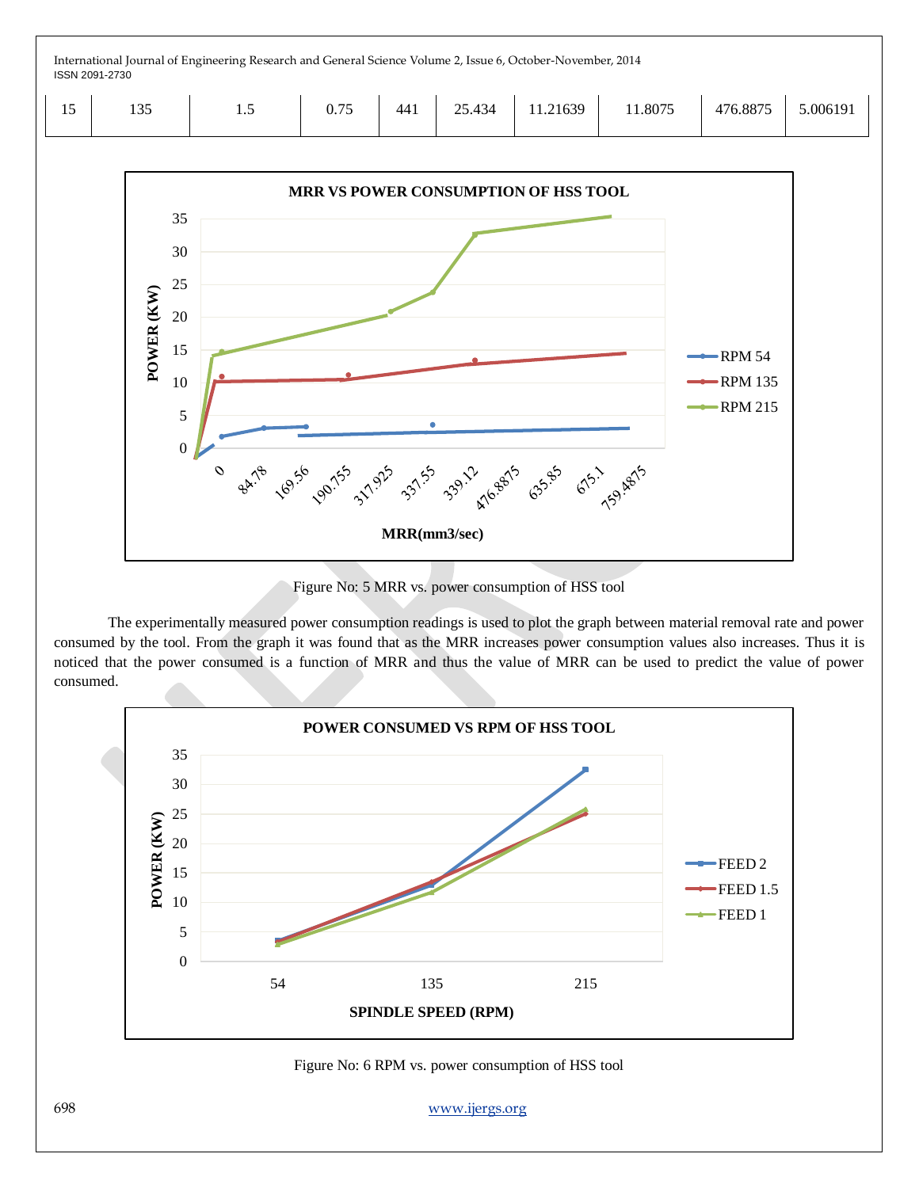| 15 | 135 | 1.5 | 0.75 | 441 | 25.434 | 11.21639 | 11.8075 | 476.8875 | 5.006191 |
|---|---|---|---|---|---|---|---|---|---|

Figure No: 5 MRR vs. power consumption of HSS tool

The experimentally measured power consumption readings is used to plot the graph between material removal rate and power consumed by the tool. From the graph it was found that as the MRR increases power consumption values also increases. Thus it is noticed that the power consumed is a function of MRR and thus the value of MRR can be used to predict the value of power consumed.

Figure No: 6 RPM vs. power consumption of HSS tool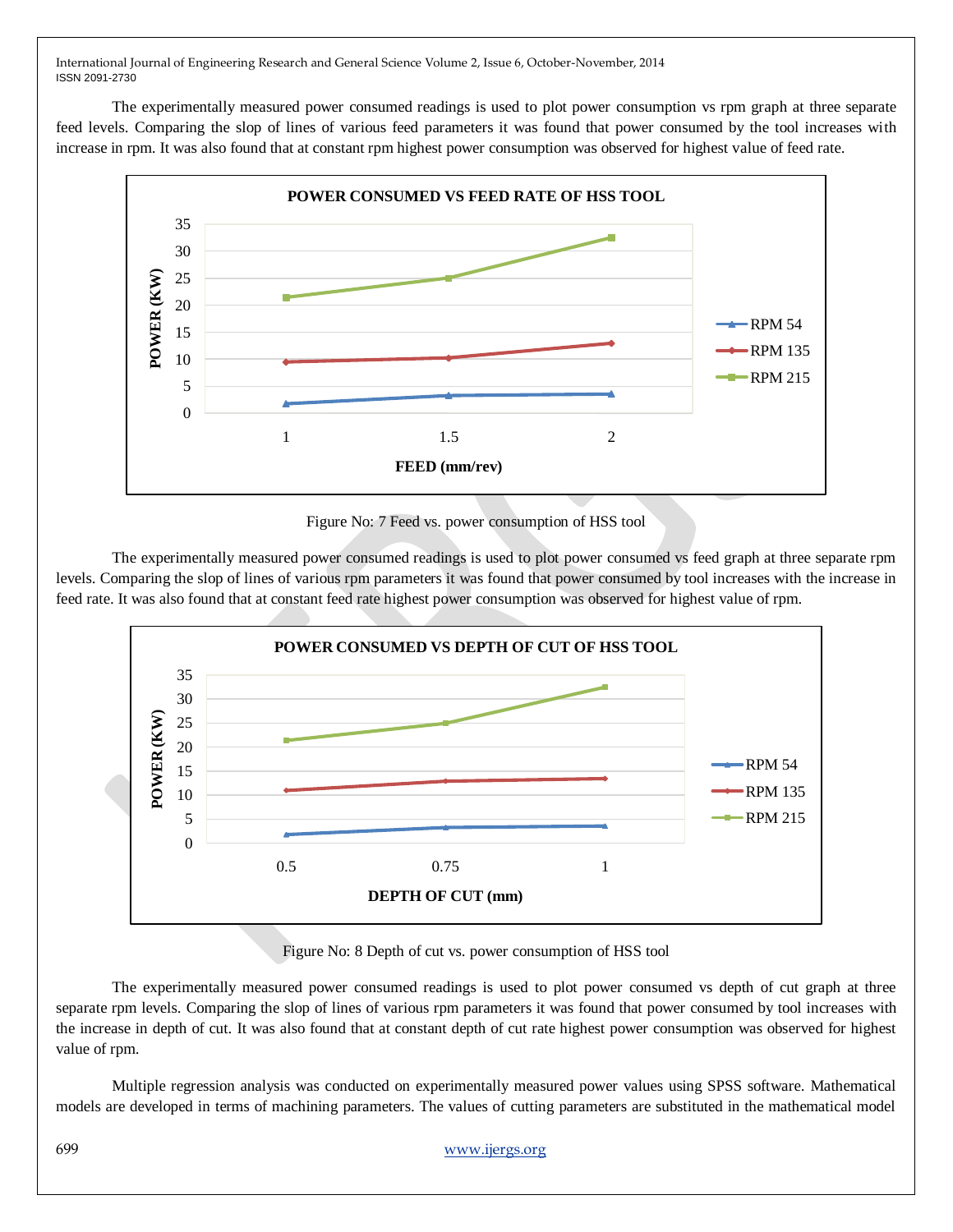The experimentally measured power consumed readings is used to plot power consumption vs rpm graph at three separate feed levels. Comparing the slop of lines of various feed parameters it was found that power consumed by the tool increases with increase in rpm. It was also found that at constant rpm highest power consumption was observed for highest value of feed rate.

Figure No: 7 Feed vs. power consumption of HSS tool

The experimentally measured power consumed readings is used to plot power consumed vs feed graph at three separate rpm levels. Comparing the slop of lines of various rpm parameters it was found that power consumed by tool increases with the increase in feed rate. It was also found that at constant feed rate highest power consumption was observed for highest value of rpm.

Figure No: 8 Depth of cut vs. power consumption of HSS tool

The experimentally measured power consumed readings is used to plot power consumed vs depth of cut graph at three separate rpm levels. Comparing the slop of lines of various rpm parameters it was found that power consumed by tool increases with the increase in depth of cut. It was also found that at constant depth of cut rate highest power consumption was observed for highest value of rpm.

Multiple regression analysis was conducted on experimentally measured power values using SPSS software. Mathematical models are developed in terms of machining parameters. The values of cutting parameters are substituted in the mathematical model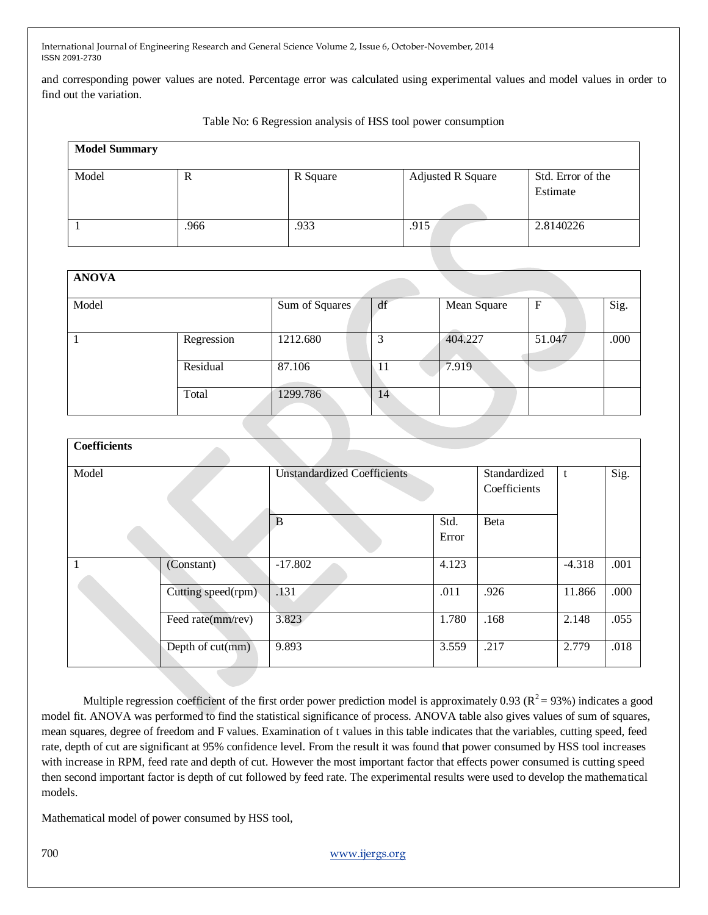and corresponding power values are noted. Percentage error was calculated using experimental values and model values in order to find out the variation.

Table No: 6 Regression analysis of HSS tool power consumption

| **Model Summary** | | | | |
|---|---|---|---|---|
| Model | R | R Square | Adjusted R Square | Std. Error of the Estimate |
| 1 | .966 | .933 | .915 | 2.8140226 |

| **ANOVA** | | | | | | |
|---|---|---|---|---|---|---|
| Model | | Sum of Squares | df | Mean Square | F | Sig. |
| 1 | Regression | 1212.680 | 3 | 404.227 | 51.047 | .000 |
| | Residual | 87.106 | 11 | 7.919 | | |
| | Total | 1299.786 | 14 | | | |

| **Coefficients** | | | | | | |
|---|---|---|---|---|---|---|
| Model | | Unstandardized Coefficients | | Standardized Coefficients | t | Sig. |
| | | B | Std. Error | Beta | | |
| 1 | (Constant) | -17.802 | 4.123 | | -4.318 | .001 |
| | Cutting speed(rpm) | .131 | .011 | .926 | 11.866 | .000 |
| | Feed rate(mm/rev) | 3.823 | 1.780 | .168 | 2.148 | .055 |
| | Depth of cut(mm) | 9.893 | 3.559 | .217 | 2.779 | .018 |

Multiple regression coefficient of the first order power prediction model is approximately 0.93 ($R^2 = 93\%$) indicates a good model fit. ANOVA was performed to find the statistical significance of process. ANOVA table also gives values of sum of squares, mean squares, degree of freedom and F values. Examination of t values in this table indicates that the variables, cutting speed, feed rate, depth of cut are significant at 95% confidence level. From the result it was found that power consumed by HSS tool increases with increase in RPM, feed rate and depth of cut. However the most important factor that effects power consumed is cutting speed then second important factor is depth of cut followed by feed rate. The experimental results were used to develop the mathematical models.

Mathematical model of power consumed by HSS tool,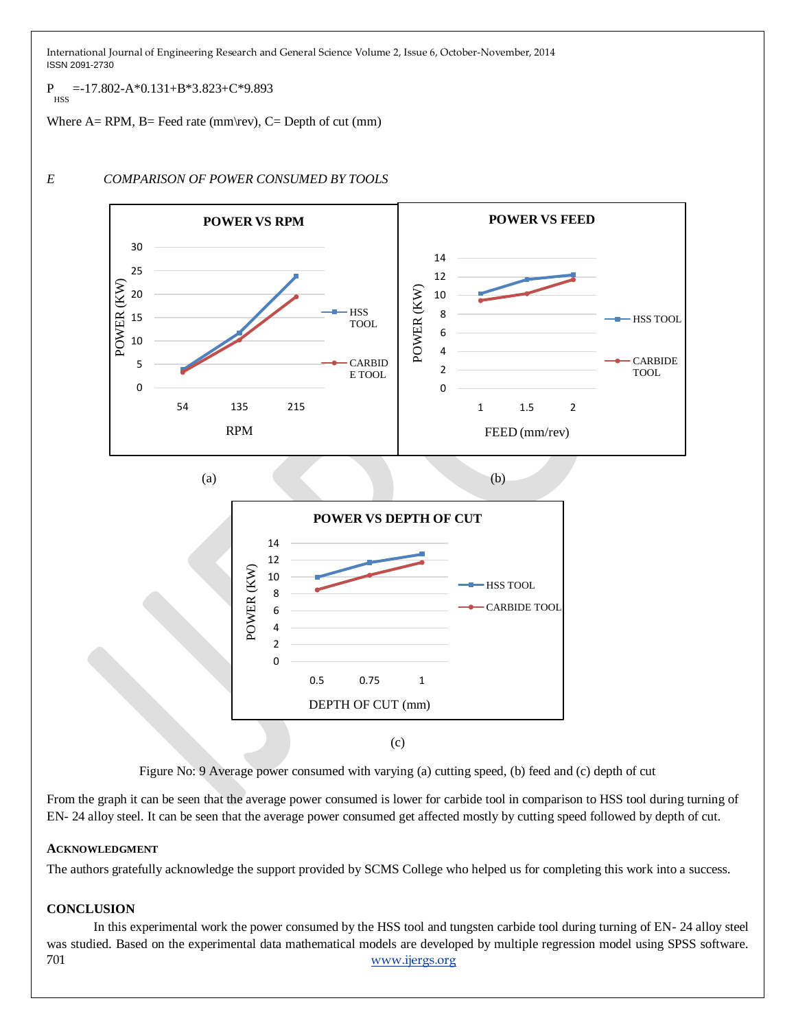$P_{HSS}$ =-17.802-A*0.131+B*3.823+C*9.893

Where A= RPM, B= Feed rate (mm\rev), C= Depth of cut (mm)

*E COMPARISON OF POWER CONSUMED BY TOOLS*

(a)

(b)

(c)

Figure No: 9 Average power consumed with varying (a) cutting speed, (b) feed and (c) depth of cut

From the graph it can be seen that the average power consumed is lower for carbide tool in comparison to HSS tool during turning of EN- 24 alloy steel. It can be seen that the average power consumed get affected mostly by cutting speed followed by depth of cut.

## ACKNOWLEDGMENT

The authors gratefully acknowledge the support provided by SCMS College who helped us for completing this work into a success.

## CONCLUSION

In this experimental work the power consumed by the HSS tool and tungsten carbide tool during turning of EN- 24 alloy steel was studied. Based on the experimental data mathematical models are developed by multiple regression model using SPSS software.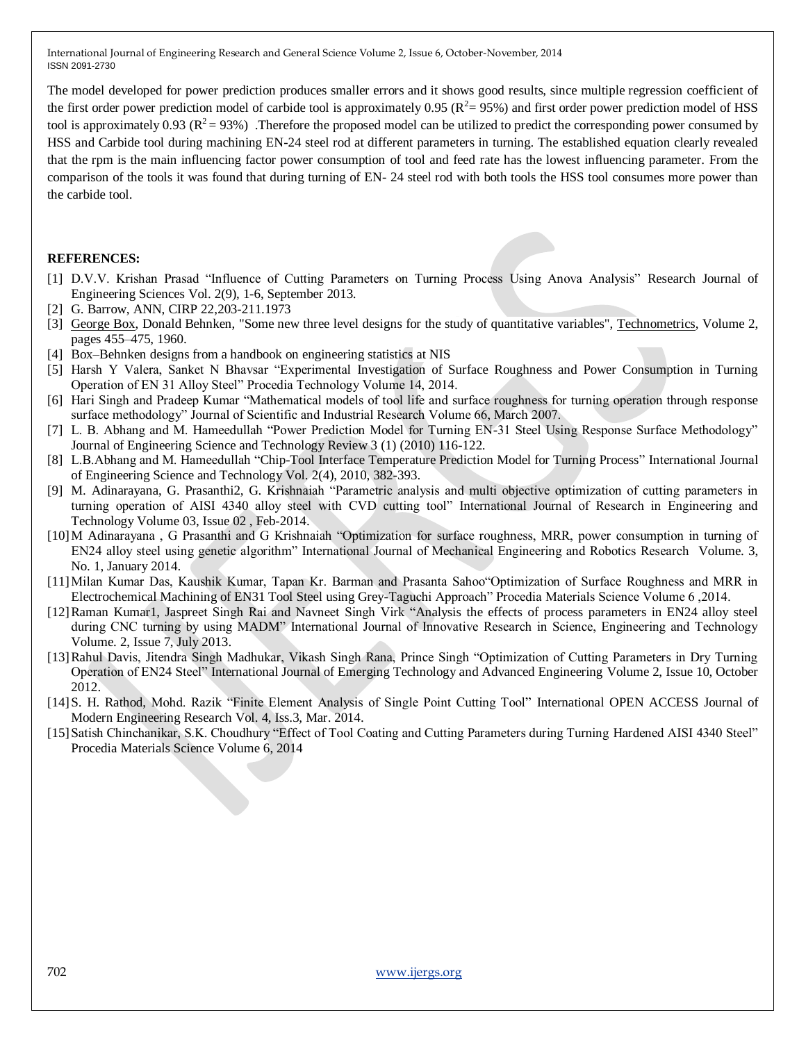The model developed for power prediction produces smaller errors and it shows good results, since multiple regression coefficient of the first order power prediction model of carbide tool is approximately 0.95 ($R^2$= 95%) and first order power prediction model of HSS tool is approximately 0.93 ($R^2$ = 93%) .Therefore the proposed model can be utilized to predict the corresponding power consumed by HSS and Carbide tool during machining EN-24 steel rod at different parameters in turning. The established equation clearly revealed that the rpm is the main influencing factor power consumption of tool and feed rate has the lowest influencing parameter. From the comparison of the tools it was found that during turning of EN- 24 steel rod with both tools the HSS tool consumes more power than the carbide tool.

**REFERENCES:**

[1] D.V.V. Krishan Prasad "Influence of Cutting Parameters on Turning Process Using Anova Analysis" Research Journal of Engineering Sciences Vol. 2(9), 1-6, September 2013.

[2] G. Barrow, ANN, CIRP 22,203-211.1973

[3] George Box, Donald Behnken, "Some new three level designs for the study of quantitative variables", Technometrics, Volume 2, pages 455–475, 1960.

[4] Box–Behnken designs from a handbook on engineering statistics at NIS

[5] Harsh Y Valera, Sanket N Bhavsar "Experimental Investigation of Surface Roughness and Power Consumption in Turning Operation of EN 31 Alloy Steel" Procedia Technology Volume 14, 2014.

[6] Hari Singh and Pradeep Kumar "Mathematical models of tool life and surface roughness for turning operation through response surface methodology" Journal of Scientific and Industrial Research Volume 66, March 2007.

[7] L. B. Abhang and M. Hameedullah "Power Prediction Model for Turning EN-31 Steel Using Response Surface Methodology" Journal of Engineering Science and Technology Review 3 (1) (2010) 116-122.

[8] L.B.Abhang and M. Hameedullah "Chip-Tool Interface Temperature Prediction Model for Turning Process" International Journal of Engineering Science and Technology Vol. 2(4), 2010, 382-393.

[9] M. Adinarayana, G. Prasanthi2, G. Krishnaiah "Parametric analysis and multi objective optimization of cutting parameters in turning operation of AISI 4340 alloy steel with CVD cutting tool" International Journal of Research in Engineering and Technology Volume 03, Issue 02 , Feb-2014.

[10] M Adinarayana , G Prasanthi and G Krishnaiah "Optimization for surface roughness, MRR, power consumption in turning of EN24 alloy steel using genetic algorithm" International Journal of Mechanical Engineering and Robotics Research Volume. 3, No. 1, January 2014.

[11] Milan Kumar Das, Kaushik Kumar, Tapan Kr. Barman and Prasanta Sahoo"Optimization of Surface Roughness and MRR in Electrochemical Machining of EN31 Tool Steel using Grey-Taguchi Approach" Procedia Materials Science Volume 6 ,2014.

[12] Raman Kumar1, Jaspreet Singh Rai and Navneet Singh Virk "Analysis the effects of process parameters in EN24 alloy steel during CNC turning by using MADM" International Journal of Innovative Research in Science, Engineering and Technology Volume. 2, Issue 7, July 2013.

[13] Rahul Davis, Jitendra Singh Madhukar, Vikash Singh Rana, Prince Singh "Optimization of Cutting Parameters in Dry Turning Operation of EN24 Steel" International Journal of Emerging Technology and Advanced Engineering Volume 2, Issue 10, October 2012.

[14] S. H. Rathod, Mohd. Razik "Finite Element Analysis of Single Point Cutting Tool" International OPEN ACCESS Journal of Modern Engineering Research Vol. 4, Iss.3, Mar. 2014.

[15] Satish Chinchanikar, S.K. Choudhury "Effect of Tool Coating and Cutting Parameters during Turning Hardened AISI 4340 Steel" Procedia Materials Science Volume 6, 2014